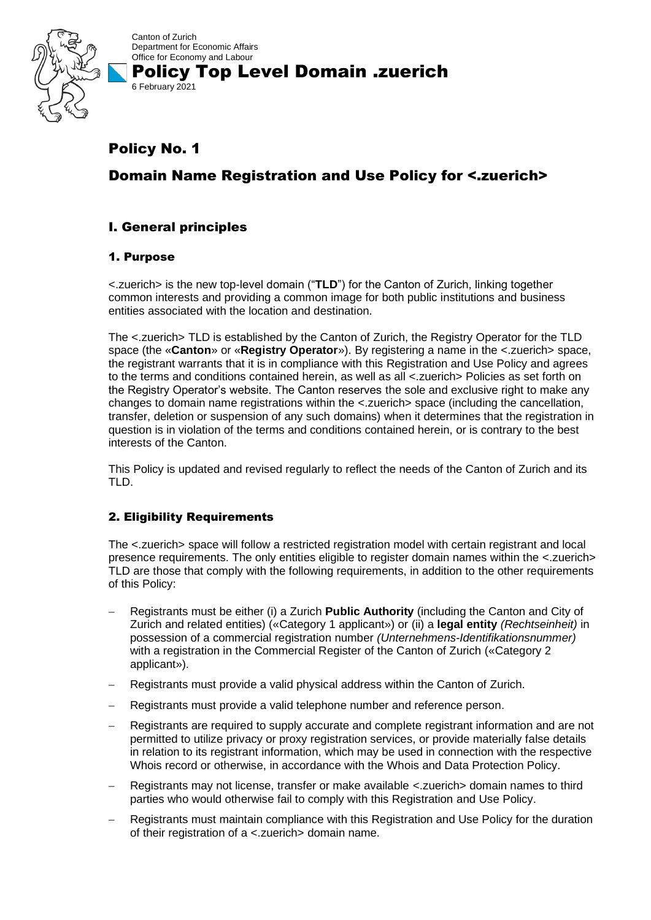Canton of Zurich
Department for Economic Affairs
Office for Economy and Labour

**Policy Top Level Domain .zuerich**

6 February 2021

# Policy No. 1

# Domain Name Registration and Use Policy for <.zuerich>

## I. General principles

### 1. Purpose

<.zuerich> is the new top-level domain ("**TLD**") for the Canton of Zurich, linking together common interests and providing a common image for both public institutions and business entities associated with the location and destination.

The <.zuerich> TLD is established by the Canton of Zurich, the Registry Operator for the TLD space (the «**Canton**» or «**Registry Operator**»). By registering a name in the <.zuerich> space, the registrant warrants that it is in compliance with this Registration and Use Policy and agrees to the terms and conditions contained herein, as well as all <.zuerich> Policies as set forth on the Registry Operator's website. The Canton reserves the sole and exclusive right to make any changes to domain name registrations within the <.zuerich> space (including the cancellation, transfer, deletion or suspension of any such domains) when it determines that the registration in question is in violation of the terms and conditions contained herein, or is contrary to the best interests of the Canton.

This Policy is updated and revised regularly to reflect the needs of the Canton of Zurich and its TLD.

### 2. Eligibility Requirements

The <.zuerich> space will follow a restricted registration model with certain registrant and local presence requirements. The only entities eligible to register domain names within the <.zuerich> TLD are those that comply with the following requirements, in addition to the other requirements of this Policy:

- Registrants must be either (i) a Zurich **Public Authority** (including the Canton and City of Zurich and related entities) («Category 1 applicant») or (ii) a **legal entity** *(Rechtseinheit)* in possession of a commercial registration number *(Unternehmens-Identifikationsnummer)* with a registration in the Commercial Register of the Canton of Zurich («Category 2 applicant»).
- Registrants must provide a valid physical address within the Canton of Zurich.
- Registrants must provide a valid telephone number and reference person.
- Registrants are required to supply accurate and complete registrant information and are not permitted to utilize privacy or proxy registration services, or provide materially false details in relation to its registrant information, which may be used in connection with the respective Whois record or otherwise, in accordance with the Whois and Data Protection Policy.
- Registrants may not license, transfer or make available <.zuerich> domain names to third parties who would otherwise fail to comply with this Registration and Use Policy.
- Registrants must maintain compliance with this Registration and Use Policy for the duration of their registration of a <.zuerich> domain name.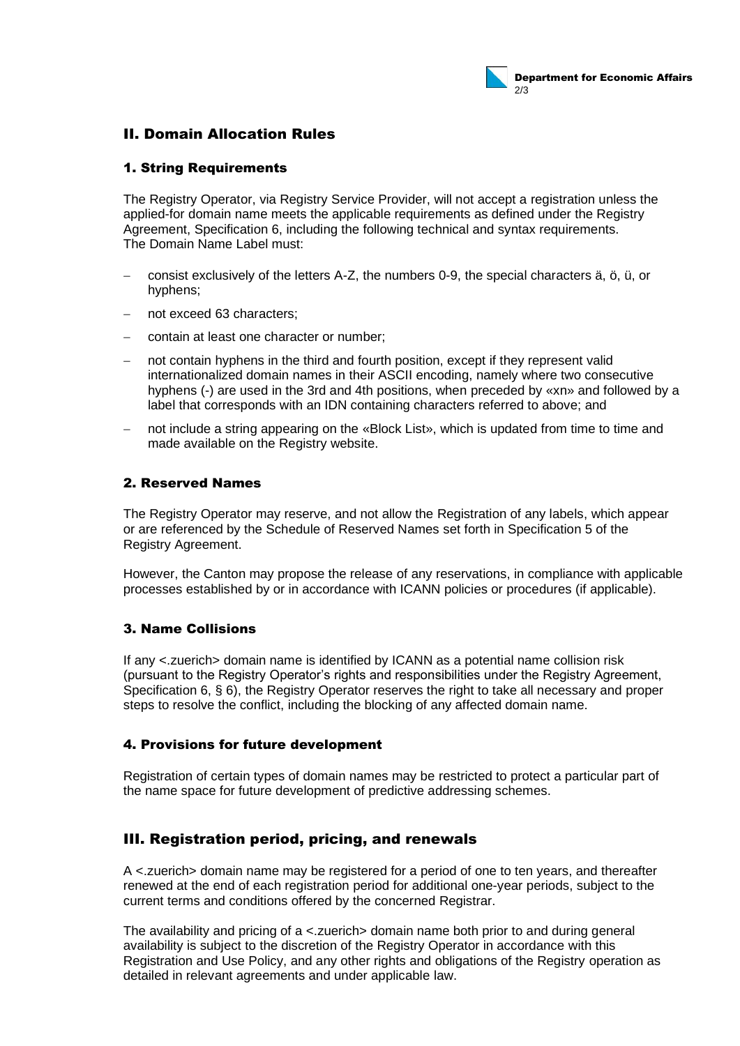## II. Domain Allocation Rules

### 1. String Requirements

The Registry Operator, via Registry Service Provider, will not accept a registration unless the applied-for domain name meets the applicable requirements as defined under the Registry Agreement, Specification 6, including the following technical and syntax requirements.
The Domain Name Label must:

- consist exclusively of the letters A-Z, the numbers 0-9, the special characters ä, ö, ü, or hyphens;
- not exceed 63 characters;
- contain at least one character or number;
- not contain hyphens in the third and fourth position, except if they represent valid internationalized domain names in their ASCII encoding, namely where two consecutive hyphens (-) are used in the 3rd and 4th positions, when preceded by «xn» and followed by a label that corresponds with an IDN containing characters referred to above; and
- not include a string appearing on the «Block List», which is updated from time to time and made available on the Registry website.

### 2. Reserved Names

The Registry Operator may reserve, and not allow the Registration of any labels, which appear or are referenced by the Schedule of Reserved Names set forth in Specification 5 of the Registry Agreement.

However, the Canton may propose the release of any reservations, in compliance with applicable processes established by or in accordance with ICANN policies or procedures (if applicable).

### 3. Name Collisions

If any <.zuerich> domain name is identified by ICANN as a potential name collision risk (pursuant to the Registry Operator's rights and responsibilities under the Registry Agreement, Specification 6, § 6), the Registry Operator reserves the right to take all necessary and proper steps to resolve the conflict, including the blocking of any affected domain name.

### 4. Provisions for future development

Registration of certain types of domain names may be restricted to protect a particular part of the name space for future development of predictive addressing schemes.

## III. Registration period, pricing, and renewals

A <.zuerich> domain name may be registered for a period of one to ten years, and thereafter renewed at the end of each registration period for additional one-year periods, subject to the current terms and conditions offered by the concerned Registrar.

The availability and pricing of a <.zuerich> domain name both prior to and during general availability is subject to the discretion of the Registry Operator in accordance with this Registration and Use Policy, and any other rights and obligations of the Registry operation as detailed in relevant agreements and under applicable law.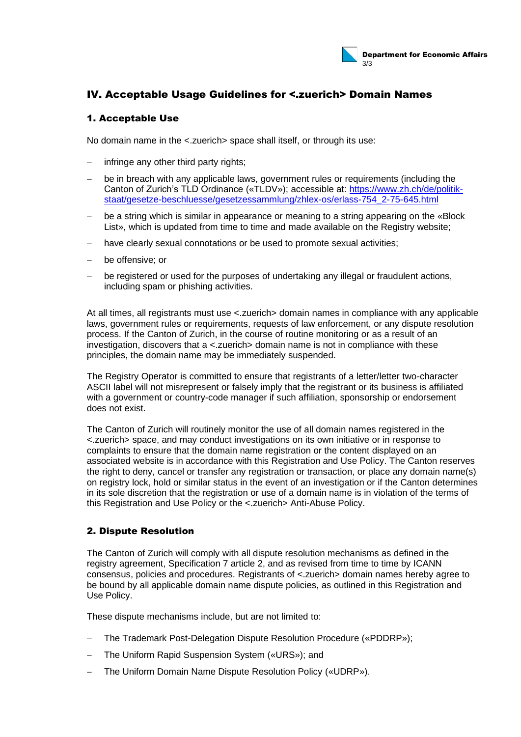## IV. Acceptable Usage Guidelines for <.zuerich> Domain Names

### 1. Acceptable Use

No domain name in the <.zuerich> space shall itself, or through its use:

- infringe any other third party rights;
- be in breach with any applicable laws, government rules or requirements (including the Canton of Zurich's TLD Ordinance («TLDV»); accessible at: [https://www.zh.ch/de/politik-staat/gesetze-beschluesse/gesetzessammlung/zhlex-os/erlass-754_2-75-645.html](https://www.zh.ch/de/politik-staat/gesetze-beschluesse/gesetzessammlung/zhlex-os/erlass-754_2-75-645.html)
- be a string which is similar in appearance or meaning to a string appearing on the «Block List», which is updated from time to time and made available on the Registry website;
- have clearly sexual connotations or be used to promote sexual activities;
- be offensive; or
- be registered or used for the purposes of undertaking any illegal or fraudulent actions, including spam or phishing activities.

At all times, all registrants must use <.zuerich> domain names in compliance with any applicable laws, government rules or requirements, requests of law enforcement, or any dispute resolution process. If the Canton of Zurich, in the course of routine monitoring or as a result of an investigation, discovers that a <.zuerich> domain name is not in compliance with these principles, the domain name may be immediately suspended.

The Registry Operator is committed to ensure that registrants of a letter/letter two-character ASCII label will not misrepresent or falsely imply that the registrant or its business is affiliated with a government or country-code manager if such affiliation, sponsorship or endorsement does not exist.

The Canton of Zurich will routinely monitor the use of all domain names registered in the <.zuerich> space, and may conduct investigations on its own initiative or in response to complaints to ensure that the domain name registration or the content displayed on an associated website is in accordance with this Registration and Use Policy. The Canton reserves the right to deny, cancel or transfer any registration or transaction, or place any domain name(s) on registry lock, hold or similar status in the event of an investigation or if the Canton determines in its sole discretion that the registration or use of a domain name is in violation of the terms of this Registration and Use Policy or the <.zuerich> Anti-Abuse Policy.

### 2. Dispute Resolution

The Canton of Zurich will comply with all dispute resolution mechanisms as defined in the registry agreement, Specification 7 article 2, and as revised from time to time by ICANN consensus, policies and procedures. Registrants of <.zuerich> domain names hereby agree to be bound by all applicable domain name dispute policies, as outlined in this Registration and Use Policy.

These dispute mechanisms include, but are not limited to:

- The Trademark Post-Delegation Dispute Resolution Procedure («PDDRP»);
- The Uniform Rapid Suspension System («URS»); and
- The Uniform Domain Name Dispute Resolution Policy («UDRP»).